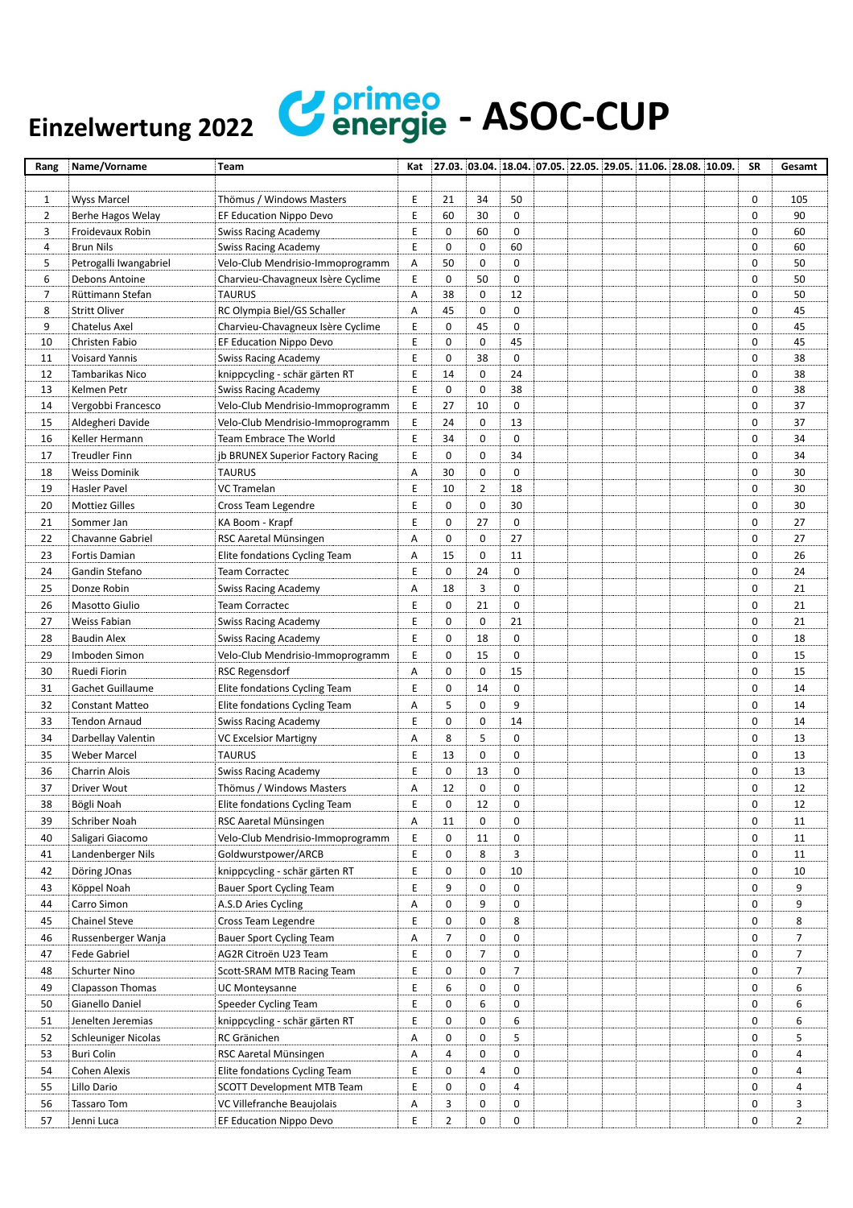# Einzelwertung 2022 primeo energie - ASOC-CUP

| Rang | Name/Vorname | Team | Kat | 27.03. | 03.04. | 18.04. | 07.05. | 22.05. | 29.05. | 11.06. | 28.08. | 10.09. | SR | Gesamt |
|---|---|---|---|---|---|---|---|---|---|---|---|---|---|---|
| 1 | Wyss Marcel | Thömus / Windows Masters | E | 21 | 34 | 50 | | | | | | | 0 | 105 |
| 2 | Berhe Hagos Welay | EF Education Nippo Devo | E | 60 | 30 | 0 | | | | | | | 0 | 90 |
| 3 | Froidevaux Robin | Swiss Racing Academy | E | 0 | 60 | 0 | | | | | | | 0 | 60 |
| 4 | Brun Nils | Swiss Racing Academy | E | 0 | 0 | 60 | | | | | | | 0 | 60 |
| 5 | Petrogalli Iwangabriel | Velo-Club Mendrisio-Immoprogramm | A | 50 | 0 | 0 | | | | | | | 0 | 50 |
| 6 | Debons Antoine | Charvieu-Chavagneux Isère Cyclime | E | 0 | 50 | 0 | | | | | | | 0 | 50 |
| 7 | Rüttimann Stefan | TAURUS | A | 38 | 0 | 12 | | | | | | | 0 | 50 |
| 8 | Stritt Oliver | RC Olympia Biel/GS Schaller | A | 45 | 0 | 0 | | | | | | | 0 | 45 |
| 9 | Chatelus Axel | Charvieu-Chavagneux Isère Cyclime | E | 0 | 45 | 0 | | | | | | | 0 | 45 |
| 10 | Christen Fabio | EF Education Nippo Devo | E | 0 | 0 | 45 | | | | | | | 0 | 45 |
| 11 | Voisard Yannis | Swiss Racing Academy | E | 0 | 38 | 0 | | | | | | | 0 | 38 |
| 12 | Tambarikas Nico | knippcycling - schär gärten RT | E | 14 | 0 | 24 | | | | | | | 0 | 38 |
| 13 | Kelmen Petr | Swiss Racing Academy | E | 0 | 0 | 38 | | | | | | | 0 | 38 |
| 14 | Vergobbi Francesco | Velo-Club Mendrisio-Immoprogramm | E | 27 | 10 | 0 | | | | | | | 0 | 37 |
| 15 | Aldegheri Davide | Velo-Club Mendrisio-Immoprogramm | E | 24 | 0 | 13 | | | | | | | 0 | 37 |
| 16 | Keller Hermann | Team Embrace The World | E | 34 | 0 | 0 | | | | | | | 0 | 34 |
| 17 | Treudler Finn | jb BRUNEX Superior Factory Racing | E | 0 | 0 | 34 | | | | | | | 0 | 34 |
| 18 | Weiss Dominik | TAURUS | A | 30 | 0 | 0 | | | | | | | 0 | 30 |
| 19 | Hasler Pavel | VC Tramelan | E | 10 | 2 | 18 | | | | | | | 0 | 30 |
| 20 | Mottiez Gilles | Cross Team Legendre | E | 0 | 0 | 30 | | | | | | | 0 | 30 |
| 21 | Sommer Jan | KA Boom - Krapf | E | 0 | 27 | 0 | | | | | | | 0 | 27 |
| 22 | Chavanne Gabriel | RSC Aaretal Münsingen | A | 0 | 0 | 27 | | | | | | | 0 | 27 |
| 23 | Fortis Damian | Elite fondations Cycling Team | A | 15 | 0 | 11 | | | | | | | 0 | 26 |
| 24 | Gandin Stefano | Team Corractec | E | 0 | 24 | 0 | | | | | | | 0 | 24 |
| 25 | Donze Robin | Swiss Racing Academy | A | 18 | 3 | 0 | | | | | | | 0 | 21 |
| 26 | Masotto Giulio | Team Corractec | E | 0 | 21 | 0 | | | | | | | 0 | 21 |
| 27 | Weiss Fabian | Swiss Racing Academy | E | 0 | 0 | 21 | | | | | | | 0 | 21 |
| 28 | Baudin Alex | Swiss Racing Academy | E | 0 | 18 | 0 | | | | | | | 0 | 18 |
| 29 | Imboden Simon | Velo-Club Mendrisio-Immoprogramm | E | 0 | 15 | 0 | | | | | | | 0 | 15 |
| 30 | Ruedi Fiorin | RSC Regensdorf | A | 0 | 0 | 15 | | | | | | | 0 | 15 |
| 31 | Gachet Guillaume | Elite fondations Cycling Team | E | 0 | 14 | 0 | | | | | | | 0 | 14 |
| 32 | Constant Matteo | Elite fondations Cycling Team | A | 5 | 0 | 9 | | | | | | | 0 | 14 |
| 33 | Tendon Arnaud | Swiss Racing Academy | E | 0 | 0 | 14 | | | | | | | 0 | 14 |
| 34 | Darbellay Valentin | VC Excelsior Martigny | A | 8 | 5 | 0 | | | | | | | 0 | 13 |
| 35 | Weber Marcel | TAURUS | E | 13 | 0 | 0 | | | | | | | 0 | 13 |
| 36 | Charrin Alois | Swiss Racing Academy | E | 0 | 13 | 0 | | | | | | | 0 | 13 |
| 37 | Driver Wout | Thömus / Windows Masters | A | 12 | 0 | 0 | | | | | | | 0 | 12 |
| 38 | Bögli Noah | Elite fondations Cycling Team | E | 0 | 12 | 0 | | | | | | | 0 | 12 |
| 39 | Schriber Noah | RSC Aaretal Münsingen | A | 11 | 0 | 0 | | | | | | | 0 | 11 |
| 40 | Saligari Giacomo | Velo-Club Mendrisio-Immoprogramm | E | 0 | 11 | 0 | | | | | | | 0 | 11 |
| 41 | Landenberger Nils | Goldwurstpower/ARCB | E | 0 | 8 | 3 | | | | | | | 0 | 11 |
| 42 | Döring JOnas | knippcycling - schär gärten RT | E | 0 | 0 | 10 | | | | | | | 0 | 10 |
| 43 | Köppel Noah | Bauer Sport Cycling Team | E | 9 | 0 | 0 | | | | | | | 0 | 9 |
| 44 | Carro Simon | A.S.D Aries Cycling | A | 0 | 9 | 0 | | | | | | | 0 | 9 |
| 45 | Chainel Steve | Cross Team Legendre | E | 0 | 0 | 8 | | | | | | | 0 | 8 |
| 46 | Russenberger Wanja | Bauer Sport Cycling Team | A | 7 | 0 | 0 | | | | | | | 0 | 7 |
| 47 | Fede Gabriel | AG2R Citroën U23 Team | E | 0 | 7 | 0 | | | | | | | 0 | 7 |
| 48 | Schurter Nino | Scott-SRAM MTB Racing Team | E | 0 | 0 | 7 | | | | | | | 0 | 7 |
| 49 | Clapasson Thomas | UC Monteysanne | E | 6 | 0 | 0 | | | | | | | 0 | 6 |
| 50 | Gianello Daniel | Speeder Cycling Team | E | 0 | 6 | 0 | | | | | | | 0 | 6 |
| 51 | Jenelten Jeremias | knippcycling - schär gärten RT | E | 0 | 0 | 6 | | | | | | | 0 | 6 |
| 52 | Schleuniger Nicolas | RC Gränichen | A | 0 | 0 | 5 | | | | | | | 0 | 5 |
| 53 | Buri Colin | RSC Aaretal Münsingen | A | 4 | 0 | 0 | | | | | | | 0 | 4 |
| 54 | Cohen Alexis | Elite fondations Cycling Team | E | 0 | 4 | 0 | | | | | | | 0 | 4 |
| 55 | Lillo Dario | SCOTT Development MTB Team | E | 0 | 0 | 4 | | | | | | | 0 | 4 |
| 56 | Tassaro Tom | VC Villefranche Beaujolais | A | 3 | 0 | 0 | | | | | | | 0 | 3 |
| 57 | Jenni Luca | EF Education Nippo Devo | E | 2 | 0 | 0 | | | | | | | 0 | 2 |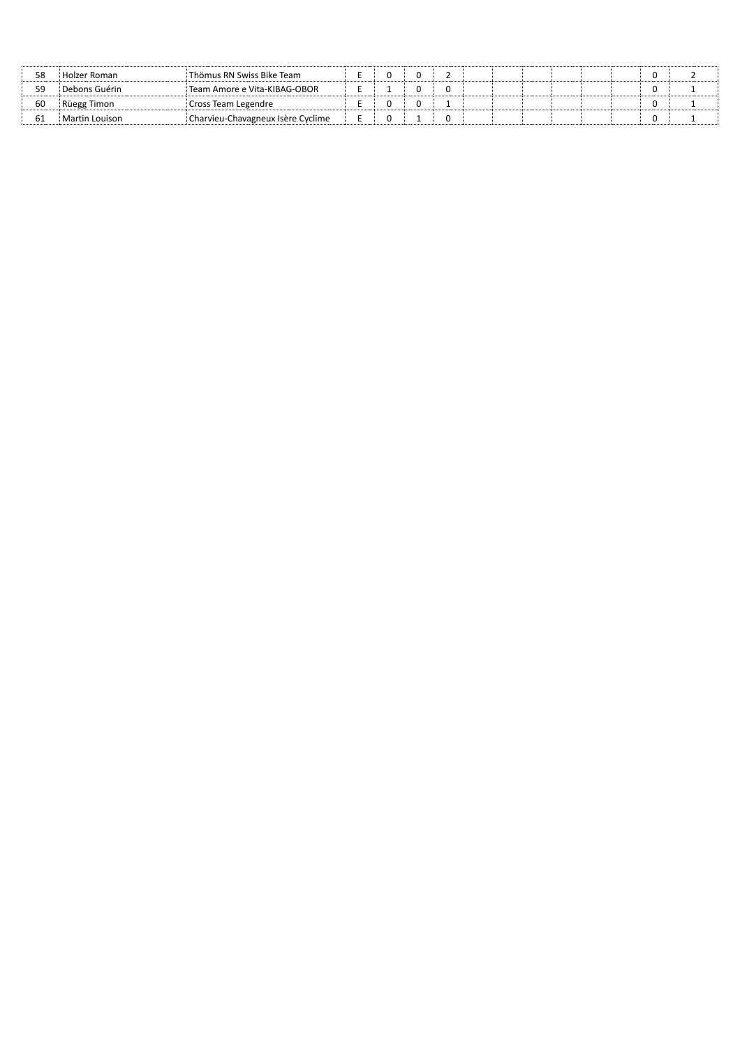| | | | | | | | | | | | | | | |
|---|---|---|---|---|---|---|---|---|---|---|---|---|---|---|
| 58 | Holzer Roman | Thömus RN Swiss Bike Team | E | 0 | 0 | 2 | | | | | | | 0 | 2 |
| 59 | Debons Guérin | Team Amore e Vita-KIBAG-OBOR | E | 1 | 0 | 0 | | | | | | | 0 | 1 |
| 60 | Rüegg Timon | Cross Team Legendre | E | 0 | 0 | 1 | | | | | | | 0 | 1 |
| 61 | Martin Louison | Charvieu-Chavagneux Isère Cyclime | E | 0 | 1 | 0 | | | | | | | 0 | 1 |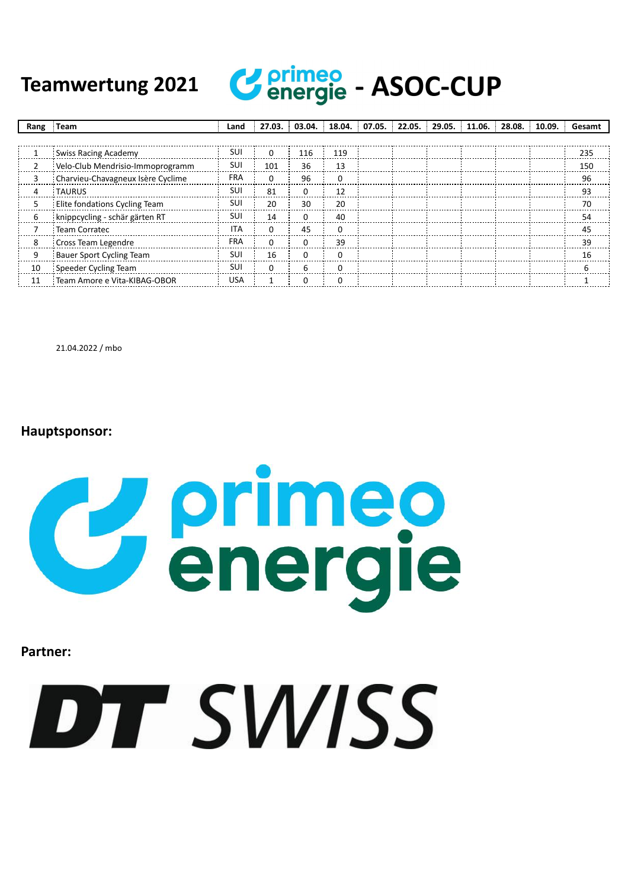# Teamwertung 2021 primeo energie - ASOC-CUP

| Rang | Team | Land | 27.03. | 03.04. | 18.04. | 07.05. | 22.05. | 29.05. | 11.06. | 28.08. | 10.09. | Gesamt |
|---|---|---|---|---|---|---|---|---|---|---|---|---|
| 1 | Swiss Racing Academy | SUI | 0 | 116 | 119 | | | | | | | 235 |
| 2 | Velo-Club Mendrisio-Immoprogramm | SUI | 101 | 36 | 13 | | | | | | | 150 |
| 3 | Charvieu-Chavagneux Isère Cyclime | FRA | 0 | 96 | 0 | | | | | | | 96 |
| 4 | TAURUS | SUI | 81 | 0 | 12 | | | | | | | 93 |
| 5 | Elite fondations Cycling Team | SUI | 20 | 30 | 20 | | | | | | | 70 |
| 6 | knippcycling - schär gärten RT | SUI | 14 | 0 | 40 | | | | | | | 54 |
| 7 | Team Corratec | ITA | 0 | 45 | 0 | | | | | | | 45 |
| 8 | Cross Team Legendre | FRA | 0 | 0 | 39 | | | | | | | 39 |
| 9 | Bauer Sport Cycling Team | SUI | 16 | 0 | 0 | | | | | | | 16 |
| 10 | Speeder Cycling Team | SUI | 0 | 6 | 0 | | | | | | | 6 |
| 11 | Team Amore e Vita-KIBAG-OBOR | USA | 1 | 0 | 0 | | | | | | | 1 |

21.04.2022 / mbo

**Hauptsponsor:**

primeo energie

**Partner:**

DT SWISS